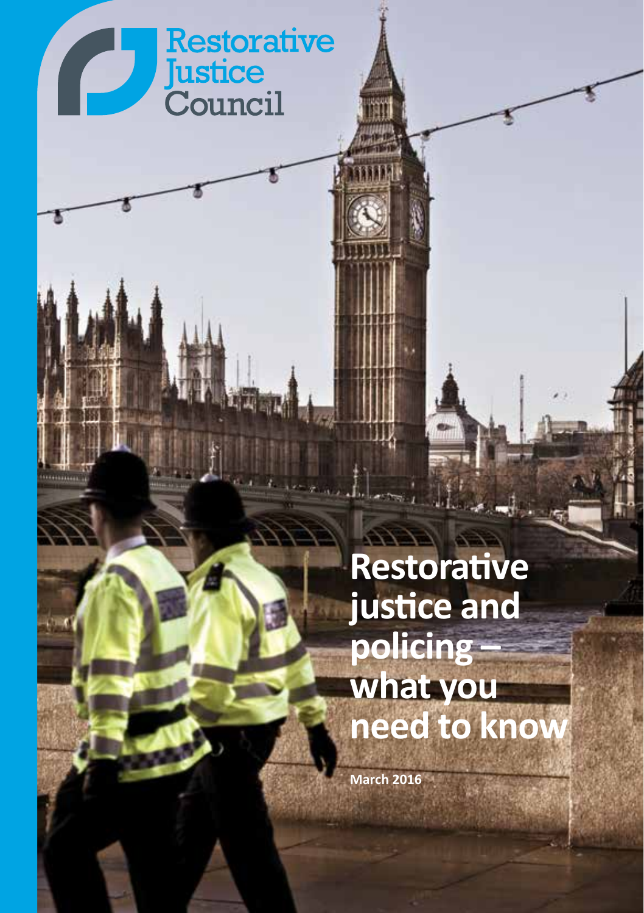Restorative Justice Council

# Restorative justice and policing – what you need to know

**March 2016**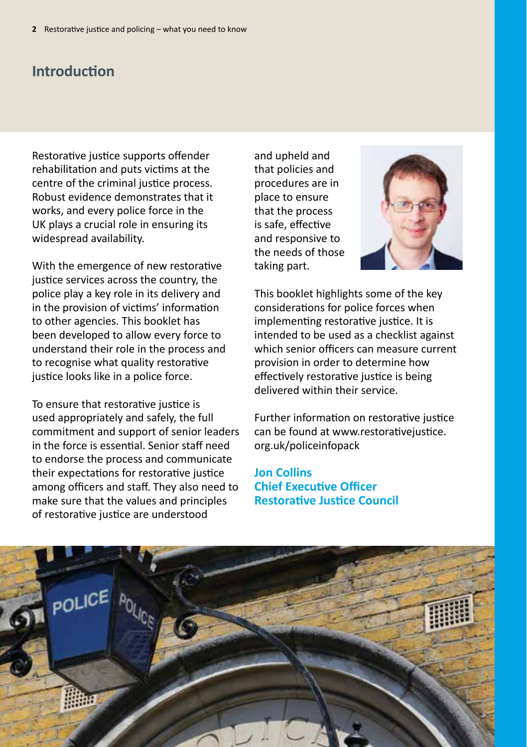## Introduction

Restorative justice supports offender rehabilitation and puts victims at the centre of the criminal justice process. Robust evidence demonstrates that it works, and every police force in the UK plays a crucial role in ensuring its widespread availability.

With the emergence of new restorative justice services across the country, the police play a key role in its delivery and in the provision of victims' information to other agencies. This booklet has been developed to allow every force to understand their role in the process and to recognise what quality restorative justice looks like in a police force.

To ensure that restorative justice is used appropriately and safely, the full commitment and support of senior leaders in the force is essential. Senior staff need to endorse the process and communicate their expectations for restorative justice among officers and staff. They also need to make sure that the values and principles of restorative justice are understood and upheld and that policies and procedures are in place to ensure that the process is safe, effective and responsive to the needs of those taking part.

This booklet highlights some of the key considerations for police forces when implementing restorative justice. It is intended to be used as a checklist against which senior officers can measure current provision in order to determine how effectively restorative justice is being delivered within their service.

Further information on restorative justice can be found at www.restorativejustice.org.uk/policeinfopack

**Jon Collins**
**Chief Executive Officer**
**Restorative Justice Council**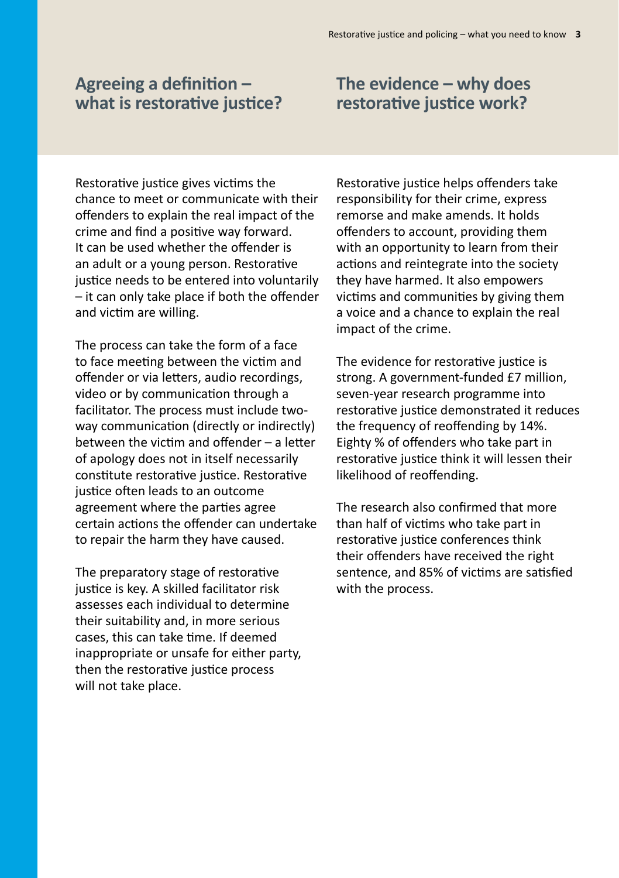## Agreeing a definition – what is restorative justice?

Restorative justice gives victims the chance to meet or communicate with their offenders to explain the real impact of the crime and find a positive way forward. It can be used whether the offender is an adult or a young person. Restorative justice needs to be entered into voluntarily – it can only take place if both the offender and victim are willing.

The process can take the form of a face to face meeting between the victim and offender or via letters, audio recordings, video or by communication through a facilitator. The process must include two-way communication (directly or indirectly) between the victim and offender – a letter of apology does not in itself necessarily constitute restorative justice. Restorative justice often leads to an outcome agreement where the parties agree certain actions the offender can undertake to repair the harm they have caused.

The preparatory stage of restorative justice is key. A skilled facilitator risk assesses each individual to determine their suitability and, in more serious cases, this can take time. If deemed inappropriate or unsafe for either party, then the restorative justice process will not take place.

## The evidence – why does restorative justice work?

Restorative justice helps offenders take responsibility for their crime, express remorse and make amends. It holds offenders to account, providing them with an opportunity to learn from their actions and reintegrate into the society they have harmed. It also empowers victims and communities by giving them a voice and a chance to explain the real impact of the crime.

The evidence for restorative justice is strong. A government-funded £7 million, seven-year research programme into restorative justice demonstrated it reduces the frequency of reoffending by 14%. Eighty % of offenders who take part in restorative justice think it will lessen their likelihood of reoffending.

The research also confirmed that more than half of victims who take part in restorative justice conferences think their offenders have received the right sentence, and 85% of victims are satisfied with the process.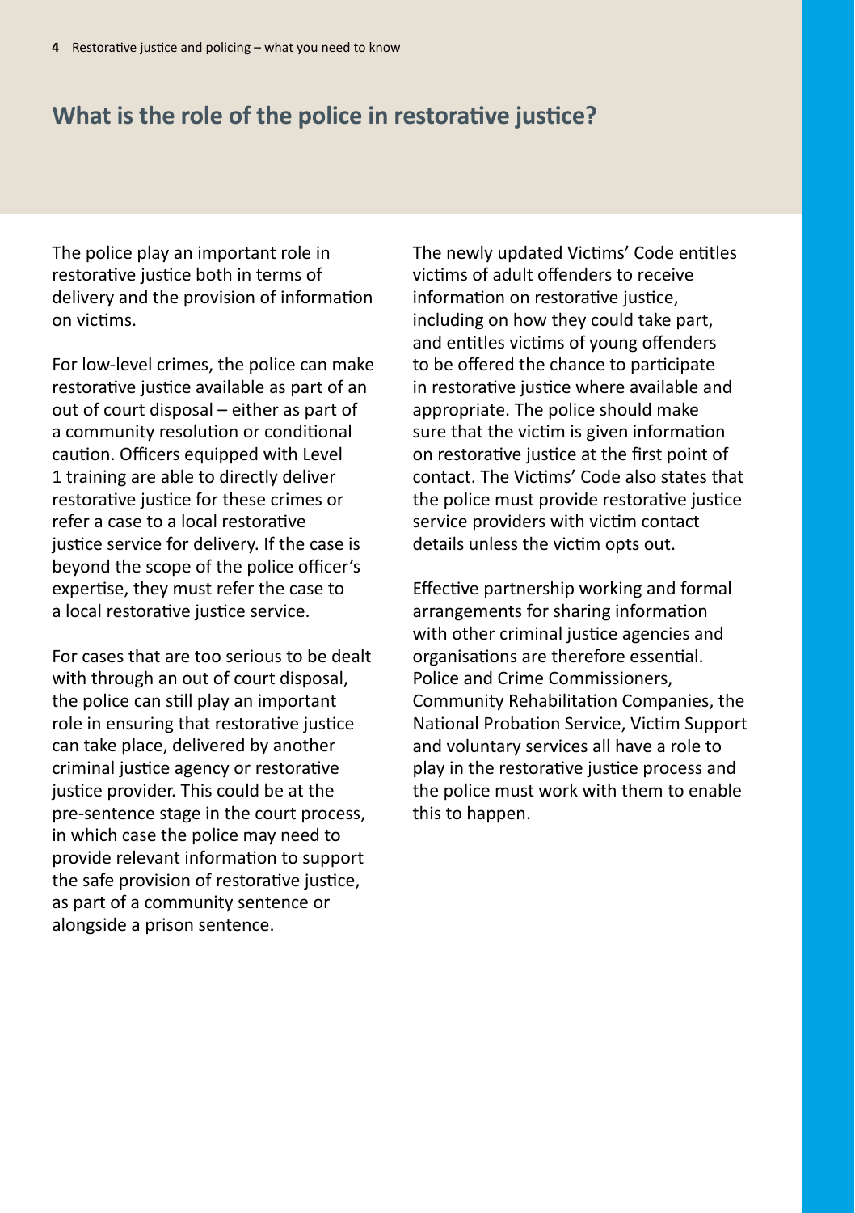## What is the role of the police in restorative justice?

The police play an important role in restorative justice both in terms of delivery and the provision of information on victims.

For low-level crimes, the police can make restorative justice available as part of an out of court disposal – either as part of a community resolution or conditional caution. Officers equipped with Level 1 training are able to directly deliver restorative justice for these crimes or refer a case to a local restorative justice service for delivery. If the case is beyond the scope of the police officer's expertise, they must refer the case to a local restorative justice service.

For cases that are too serious to be dealt with through an out of court disposal, the police can still play an important role in ensuring that restorative justice can take place, delivered by another criminal justice agency or restorative justice provider. This could be at the pre-sentence stage in the court process, in which case the police may need to provide relevant information to support the safe provision of restorative justice, as part of a community sentence or alongside a prison sentence.

The newly updated Victims' Code entitles victims of adult offenders to receive information on restorative justice, including on how they could take part, and entitles victims of young offenders to be offered the chance to participate in restorative justice where available and appropriate. The police should make sure that the victim is given information on restorative justice at the first point of contact. The Victims' Code also states that the police must provide restorative justice service providers with victim contact details unless the victim opts out.

Effective partnership working and formal arrangements for sharing information with other criminal justice agencies and organisations are therefore essential. Police and Crime Commissioners, Community Rehabilitation Companies, the National Probation Service, Victim Support and voluntary services all have a role to play in the restorative justice process and the police must work with them to enable this to happen.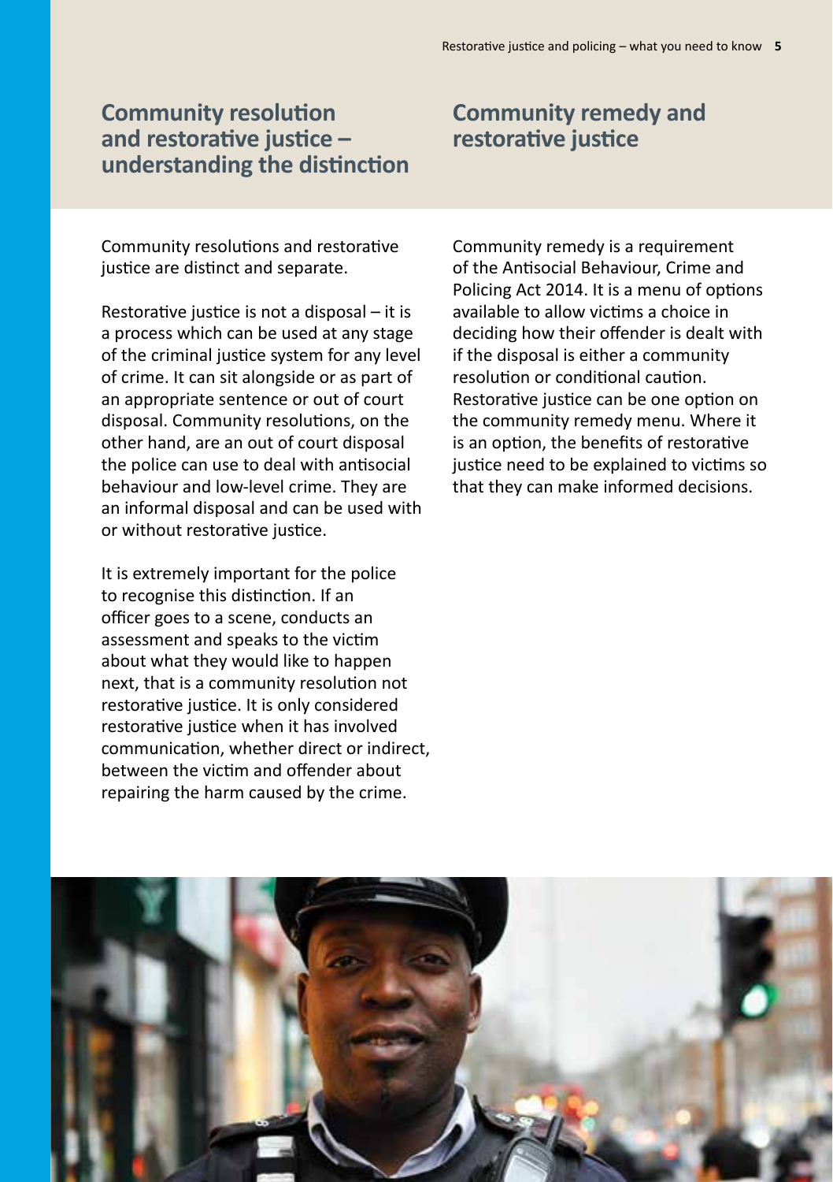## Community resolution and restorative justice – understanding the distinction

Community resolutions and restorative justice are distinct and separate.

Restorative justice is not a disposal – it is a process which can be used at any stage of the criminal justice system for any level of crime. It can sit alongside or as part of an appropriate sentence or out of court disposal. Community resolutions, on the other hand, are an out of court disposal the police can use to deal with antisocial behaviour and low-level crime. They are an informal disposal and can be used with or without restorative justice.

It is extremely important for the police to recognise this distinction. If an officer goes to a scene, conducts an assessment and speaks to the victim about what they would like to happen next, that is a community resolution not restorative justice. It is only considered restorative justice when it has involved communication, whether direct or indirect, between the victim and offender about repairing the harm caused by the crime.

## Community remedy and restorative justice

Community remedy is a requirement of the Antisocial Behaviour, Crime and Policing Act 2014. It is a menu of options available to allow victims a choice in deciding how their offender is dealt with if the disposal is either a community resolution or conditional caution. Restorative justice can be one option on the community remedy menu. Where it is an option, the benefits of restorative justice need to be explained to victims so that they can make informed decisions.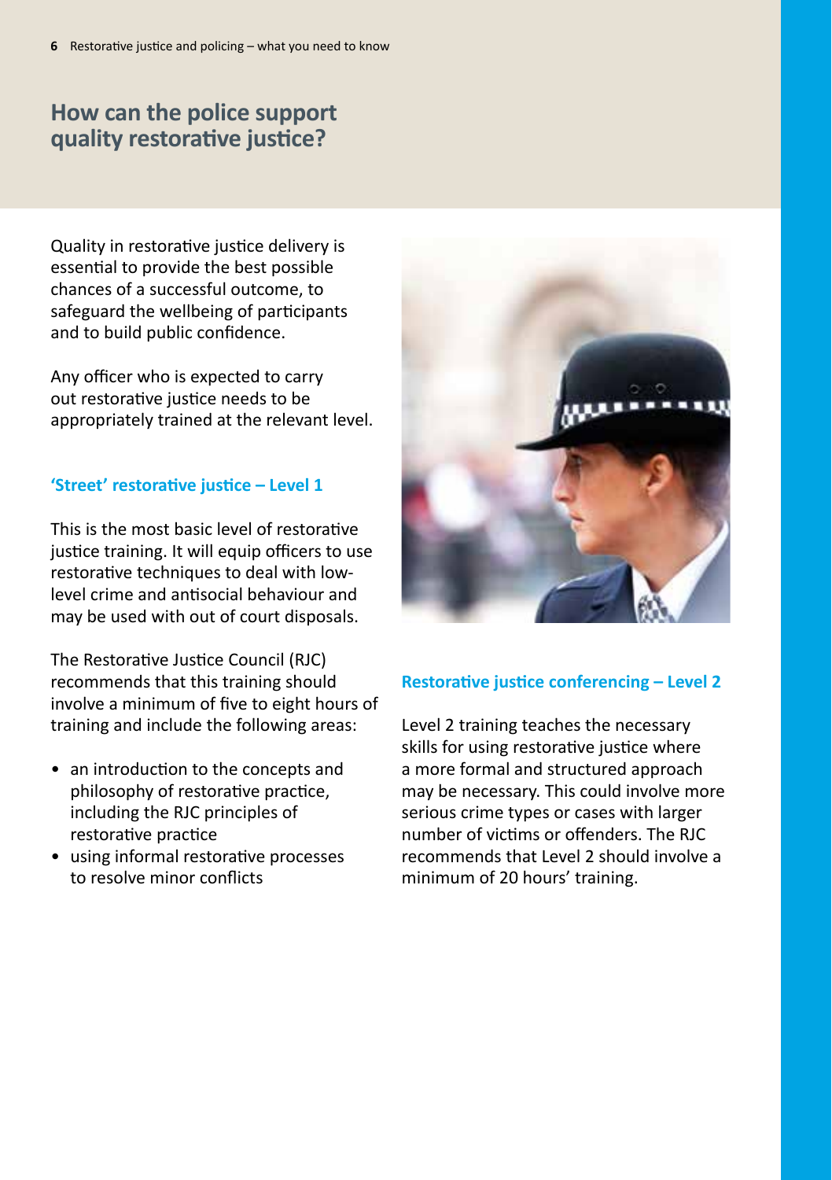## How can the police support quality restorative justice?

Quality in restorative justice delivery is essential to provide the best possible chances of a successful outcome, to safeguard the wellbeing of participants and to build public confidence.

Any officer who is expected to carry out restorative justice needs to be appropriately trained at the relevant level.

### 'Street' restorative justice – Level 1

This is the most basic level of restorative justice training. It will equip officers to use restorative techniques to deal with low-level crime and antisocial behaviour and may be used with out of court disposals.

The Restorative Justice Council (RJC) recommends that this training should involve a minimum of five to eight hours of training and include the following areas:

- an introduction to the concepts and philosophy of restorative practice, including the RJC principles of restorative practice
- using informal restorative processes to resolve minor conflicts

### Restorative justice conferencing – Level 2

Level 2 training teaches the necessary skills for using restorative justice where a more formal and structured approach may be necessary. This could involve more serious crime types or cases with larger number of victims or offenders. The RJC recommends that Level 2 should involve a minimum of 20 hours' training.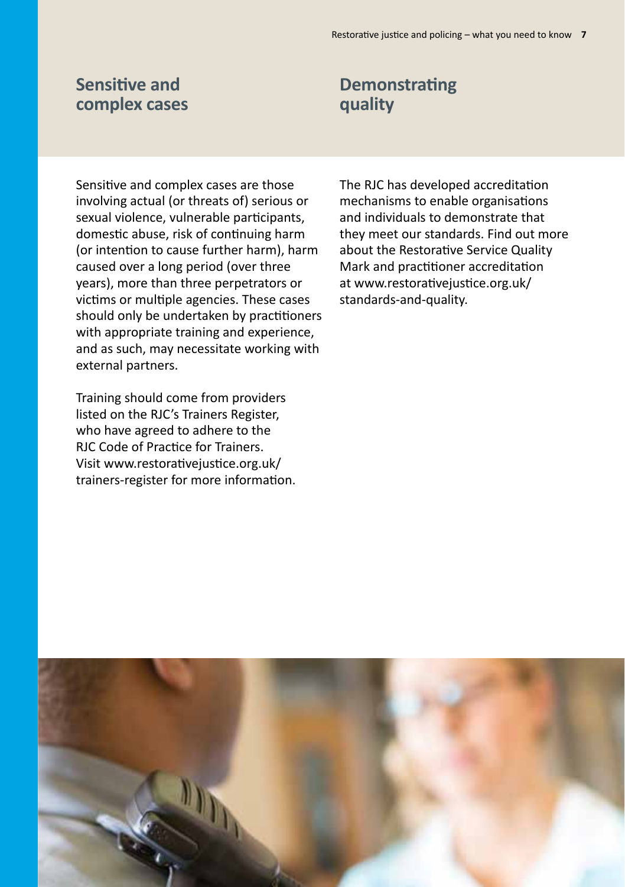## Sensitive and complex cases

Sensitive and complex cases are those involving actual (or threats of) serious or sexual violence, vulnerable participants, domestic abuse, risk of continuing harm (or intention to cause further harm), harm caused over a long period (over three years), more than three perpetrators or victims or multiple agencies. These cases should only be undertaken by practitioners with appropriate training and experience, and as such, may necessitate working with external partners.

Training should come from providers listed on the RJC's Trainers Register, who have agreed to adhere to the RJC Code of Practice for Trainers. Visit www.restorativejustice.org.uk/trainers-register for more information.

## Demonstrating quality

The RJC has developed accreditation mechanisms to enable organisations and individuals to demonstrate that they meet our standards. Find out more about the Restorative Service Quality Mark and practitioner accreditation at www.restorativejustice.org.uk/standards-and-quality.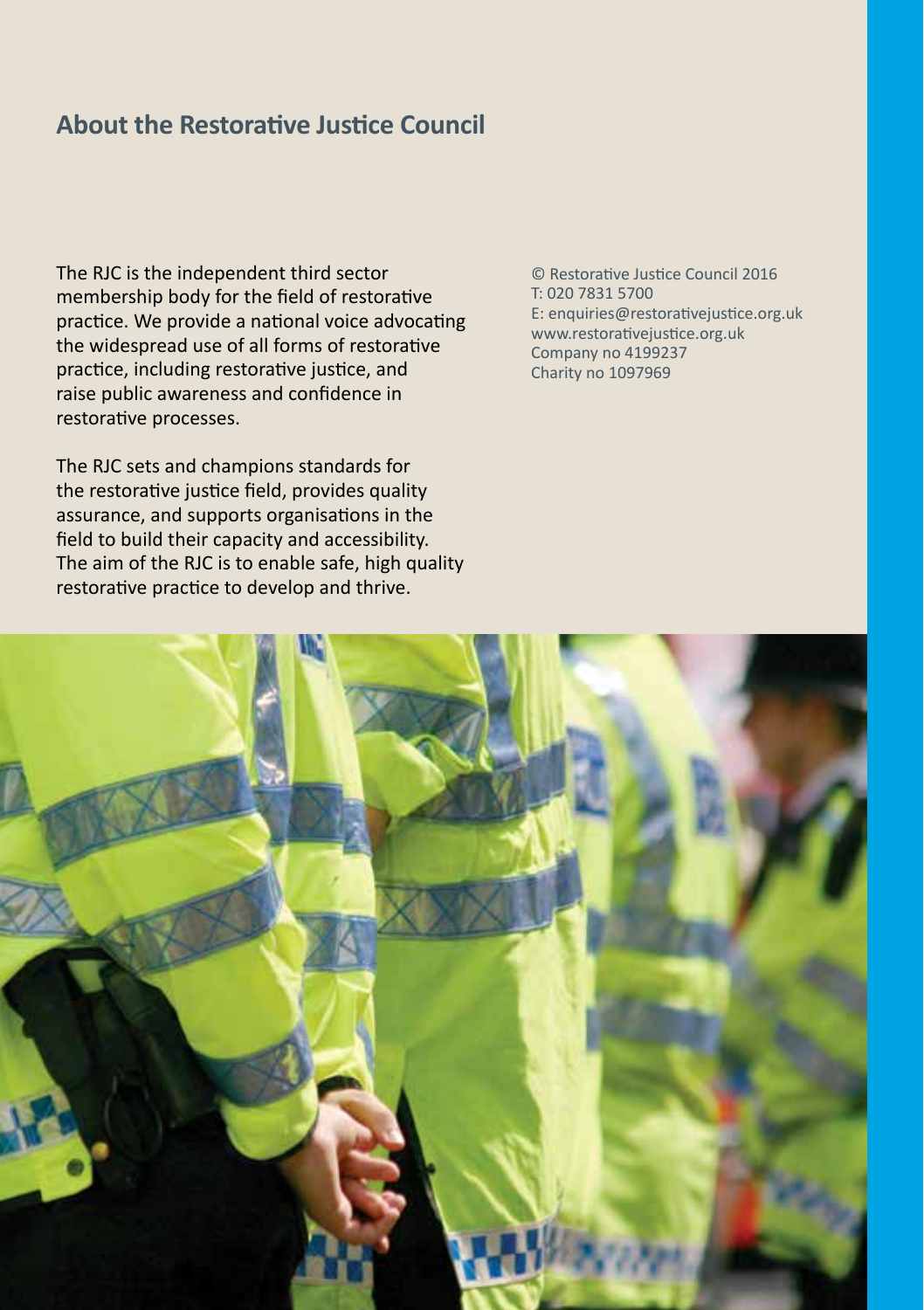## About the Restorative Justice Council

The RJC is the independent third sector membership body for the field of restorative practice. We provide a national voice advocating the widespread use of all forms of restorative practice, including restorative justice, and raise public awareness and confidence in restorative processes.

The RJC sets and champions standards for the restorative justice field, provides quality assurance, and supports organisations in the field to build their capacity and accessibility. The aim of the RJC is to enable safe, high quality restorative practice to develop and thrive.

© Restorative Justice Council 2016
T: 020 7831 5700
E: enquiries@restorativejustice.org.uk
www.restorativejustice.org.uk
Company no 4199237
Charity no 1097969